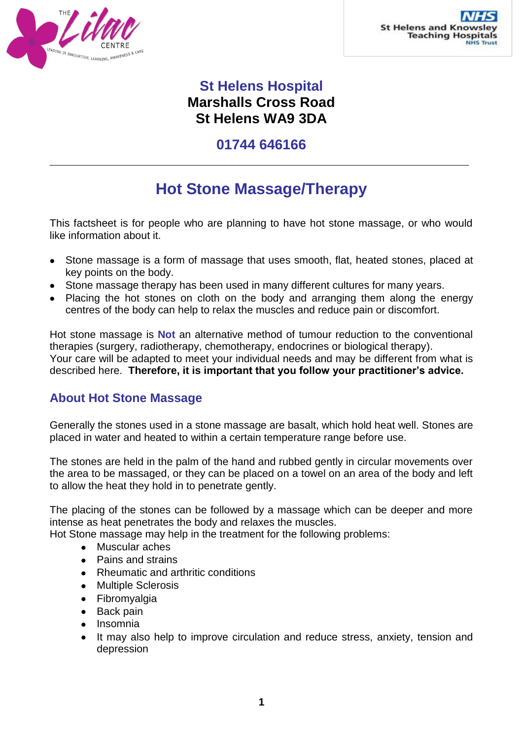THE Lilac CENTRE
LEADING IN INNOVATION, LEARNING, AWARENESS & CARE

NHS
St Helens and Knowsley Teaching Hospitals
NHS Trust

**St Helens Hospital**
**Marshalls Cross Road**
**St Helens WA9 3DA**

**01744 646166**

---

# Hot Stone Massage/Therapy

This factsheet is for people who are planning to have hot stone massage, or who would like information about it.

- Stone massage is a form of massage that uses smooth, flat, heated stones, placed at key points on the body.
- Stone massage therapy has been used in many different cultures for many years.
- Placing the hot stones on cloth on the body and arranging them along the energy centres of the body can help to relax the muscles and reduce pain or discomfort.

Hot stone massage is **Not** an alternative method of tumour reduction to the conventional therapies (surgery, radiotherapy, chemotherapy, endocrines or biological therapy).
Your care will be adapted to meet your individual needs and may be different from what is described here. **Therefore, it is important that you follow your practitioner's advice.**

## About Hot Stone Massage

Generally the stones used in a stone massage are basalt, which hold heat well. Stones are placed in water and heated to within a certain temperature range before use.

The stones are held in the palm of the hand and rubbed gently in circular movements over the area to be massaged, or they can be placed on a towel on an area of the body and left to allow the heat they hold in to penetrate gently.

The placing of the stones can be followed by a massage which can be deeper and more intense as heat penetrates the body and relaxes the muscles.
Hot Stone massage may help in the treatment for the following problems:

- Muscular aches
- Pains and strains
- Rheumatic and arthritic conditions
- Multiple Sclerosis
- Fibromyalgia
- Back pain
- Insomnia
- It may also help to improve circulation and reduce stress, anxiety, tension and depression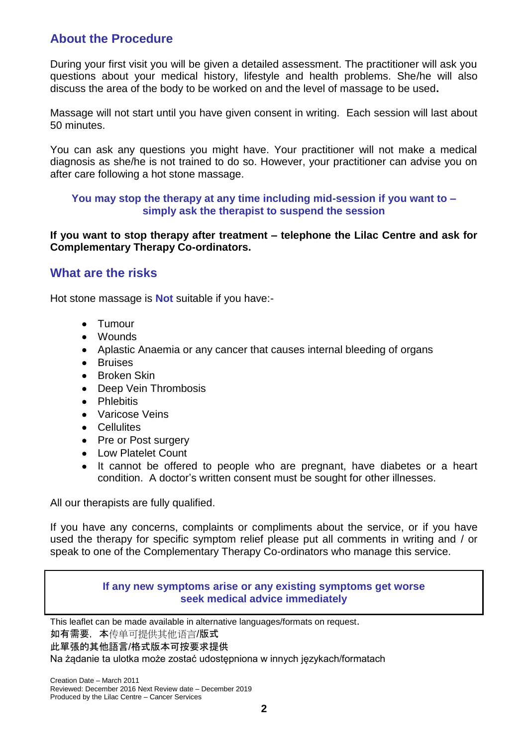## About the Procedure

During your first visit you will be given a detailed assessment. The practitioner will ask you questions about your medical history, lifestyle and health problems. She/he will also discuss the area of the body to be worked on and the level of massage to be used**.**

Massage will not start until you have given consent in writing. Each session will last about 50 minutes.

You can ask any questions you might have. Your practitioner will not make a medical diagnosis as she/he is not trained to do so. However, your practitioner can advise you on after care following a hot stone massage.

**You may stop the therapy at any time including mid-session if you want to – simply ask the therapist to suspend the session**

**If you want to stop therapy after treatment – telephone the Lilac Centre and ask for Complementary Therapy Co-ordinators.**

## What are the risks

Hot stone massage is **Not** suitable if you have:-

- Tumour
- Wounds
- Aplastic Anaemia or any cancer that causes internal bleeding of organs
- Bruises
- Broken Skin
- Deep Vein Thrombosis
- Phlebitis
- Varicose Veins
- Cellulites
- Pre or Post surgery
- Low Platelet Count
- It cannot be offered to people who are pregnant, have diabetes or a heart condition. A doctor's written consent must be sought for other illnesses.

All our therapists are fully qualified.

If you have any concerns, complaints or compliments about the service, or if you have used the therapy for specific symptom relief please put all comments in writing and / or speak to one of the Complementary Therapy Co-ordinators who manage this service.

**If any new symptoms arise or any existing symptoms get worse seek medical advice immediately**

This leaflet can be made available in alternative languages/formats on request.
如有需要，本传单可提供其他语言/版式
此單張的其他語言/格式版本可按要求提供
Na żądanie ta ulotka może zostać udostępniona w innych językach/formatach

Creation Date – March 2011
Reviewed: December 2016 Next Review date – December 2019
Produced by the Lilac Centre – Cancer Services